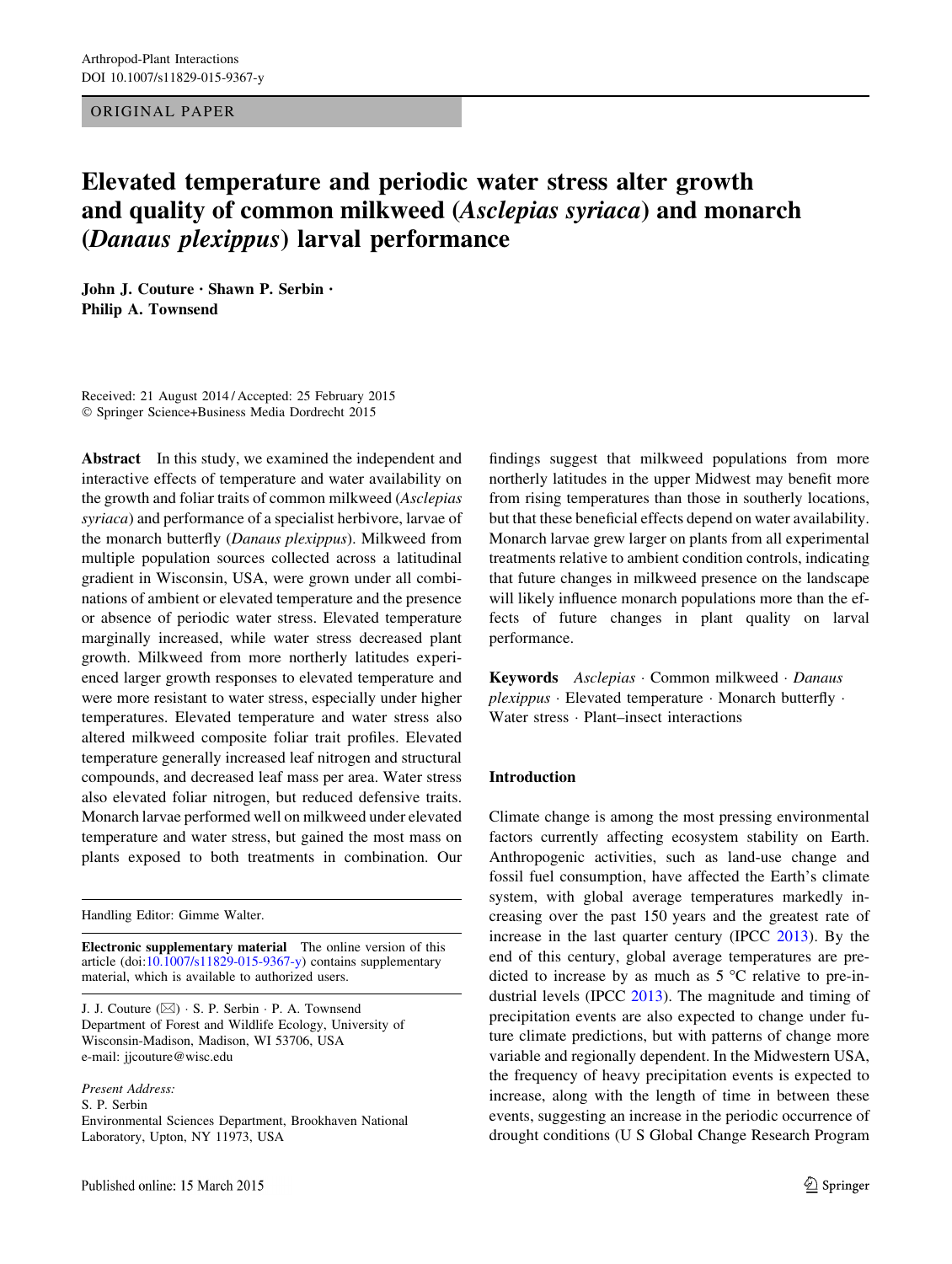ORIGINAL PAPER

# Elevated temperature and periodic water stress alter growth and quality of common milkweed (*Asclepias syriaca*) and monarch (*Danaus plexippus*) larval performance

**John J. Couture · Shawn P. Serbin · Philip A. Townsend**

Received: 21 August 2014 / Accepted: 25 February 2015
© Springer Science+Business Media Dordrecht 2015

**Abstract** In this study, we examined the independent and interactive effects of temperature and water availability on the growth and foliar traits of common milkweed (*Asclepias syriaca*) and performance of a specialist herbivore, larvae of the monarch butterfly (*Danaus plexippus*). Milkweed from multiple population sources collected across a latitudinal gradient in Wisconsin, USA, were grown under all combinations of ambient or elevated temperature and the presence or absence of periodic water stress. Elevated temperature marginally increased, while water stress decreased plant growth. Milkweed from more northerly latitudes experienced larger growth responses to elevated temperature and were more resistant to water stress, especially under higher temperatures. Elevated temperature and water stress also altered milkweed composite foliar trait profiles. Elevated temperature generally increased leaf nitrogen and structural compounds, and decreased leaf mass per area. Water stress also elevated foliar nitrogen, but reduced defensive traits. Monarch larvae performed well on milkweed under elevated temperature and water stress, but gained the most mass on plants exposed to both treatments in combination. Our findings suggest that milkweed populations from more northerly latitudes in the upper Midwest may benefit more from rising temperatures than those in southerly locations, but that these beneficial effects depend on water availability. Monarch larvae grew larger on plants from all experimental treatments relative to ambient condition controls, indicating that future changes in milkweed presence on the landscape will likely influence monarch populations more than the effects of future changes in plant quality on larval performance.

**Keywords** *Asclepias* · Common milkweed · *Danaus plexippus* · Elevated temperature · Monarch butterfly · Water stress · Plant–insect interactions

Handling Editor: Gimme Walter.

**Electronic supplementary material** The online version of this article (doi:10.1007/s11829-015-9367-y) contains supplementary material, which is available to authorized users.

J. J. Couture (✉) · S. P. Serbin · P. A. Townsend
Department of Forest and Wildlife Ecology, University of Wisconsin-Madison, Madison, WI 53706, USA
e-mail: jjcouture@wisc.edu

*Present Address:*
S. P. Serbin
Environmental Sciences Department, Brookhaven National Laboratory, Upton, NY 11973, USA

## Introduction

Climate change is among the most pressing environmental factors currently affecting ecosystem stability on Earth. Anthropogenic activities, such as land-use change and fossil fuel consumption, have affected the Earth's climate system, with global average temperatures markedly increasing over the past 150 years and the greatest rate of increase in the last quarter century (IPCC 2013). By the end of this century, global average temperatures are predicted to increase by as much as 5 °C relative to pre-industrial levels (IPCC 2013). The magnitude and timing of precipitation events are also expected to change under future climate predictions, but with patterns of change more variable and regionally dependent. In the Midwestern USA, the frequency of heavy precipitation events is expected to increase, along with the length of time in between these events, suggesting an increase in the periodic occurrence of drought conditions (U S Global Change Research Program

Published online: 15 March 2015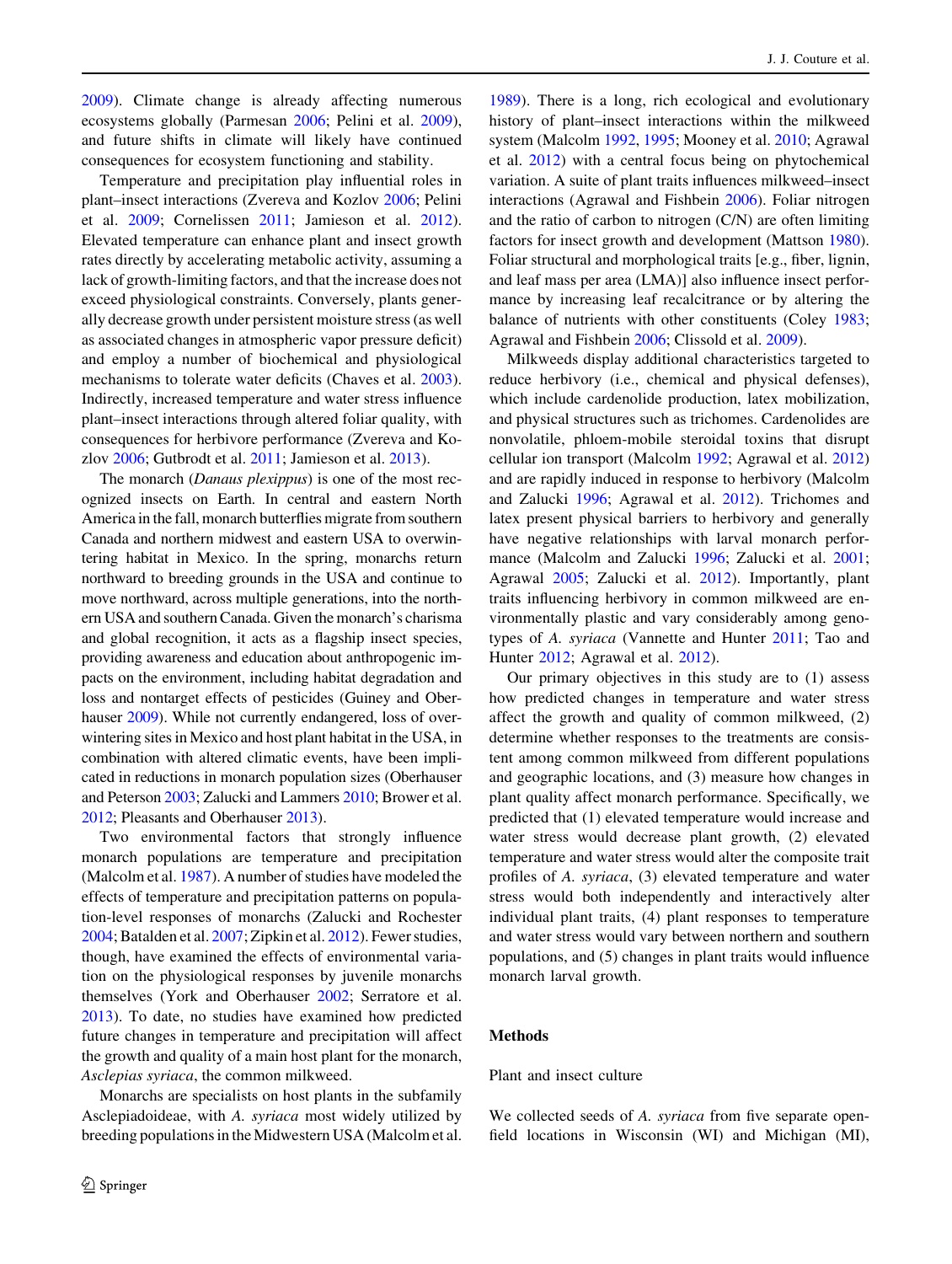2009). Climate change is already affecting numerous ecosystems globally (Parmesan 2006; Pelini et al. 2009), and future shifts in climate will likely have continued consequences for ecosystem functioning and stability.

Temperature and precipitation play influential roles in plant–insect interactions (Zvereva and Kozlov 2006; Pelini et al. 2009; Cornelissen 2011; Jamieson et al. 2012). Elevated temperature can enhance plant and insect growth rates directly by accelerating metabolic activity, assuming a lack of growth-limiting factors, and that the increase does not exceed physiological constraints. Conversely, plants generally decrease growth under persistent moisture stress (as well as associated changes in atmospheric vapor pressure deficit) and employ a number of biochemical and physiological mechanisms to tolerate water deficits (Chaves et al. 2003). Indirectly, increased temperature and water stress influence plant–insect interactions through altered foliar quality, with consequences for herbivore performance (Zvereva and Kozlov 2006; Gutbrodt et al. 2011; Jamieson et al. 2013).

The monarch (*Danaus plexippus*) is one of the most recognized insects on Earth. In central and eastern North America in the fall, monarch butterflies migrate from southern Canada and northern midwest and eastern USA to overwintering habitat in Mexico. In the spring, monarchs return northward to breeding grounds in the USA and continue to move northward, across multiple generations, into the northern USA and southern Canada. Given the monarch's charisma and global recognition, it acts as a flagship insect species, providing awareness and education about anthropogenic impacts on the environment, including habitat degradation and loss and nontarget effects of pesticides (Guiney and Oberhauser 2009). While not currently endangered, loss of overwintering sites in Mexico and host plant habitat in the USA, in combination with altered climatic events, have been implicated in reductions in monarch population sizes (Oberhauser and Peterson 2003; Zalucki and Lammers 2010; Brower et al. 2012; Pleasants and Oberhauser 2013).

Two environmental factors that strongly influence monarch populations are temperature and precipitation (Malcolm et al. 1987). A number of studies have modeled the effects of temperature and precipitation patterns on population-level responses of monarchs (Zalucki and Rochester 2004; Batalden et al. 2007; Zipkin et al. 2012). Fewer studies, though, have examined the effects of environmental variation on the physiological responses by juvenile monarchs themselves (York and Oberhauser 2002; Serratore et al. 2013). To date, no studies have examined how predicted future changes in temperature and precipitation will affect the growth and quality of a main host plant for the monarch, *Asclepias syriaca*, the common milkweed.

Monarchs are specialists on host plants in the subfamily Asclepiadoideae, with *A. syriaca* most widely utilized by breeding populations in the Midwestern USA (Malcolm et al. 1989). There is a long, rich ecological and evolutionary history of plant–insect interactions within the milkweed system (Malcolm 1992, 1995; Mooney et al. 2010; Agrawal et al. 2012) with a central focus being on phytochemical variation. A suite of plant traits influences milkweed–insect interactions (Agrawal and Fishbein 2006). Foliar nitrogen and the ratio of carbon to nitrogen (C/N) are often limiting factors for insect growth and development (Mattson 1980). Foliar structural and morphological traits [e.g., fiber, lignin, and leaf mass per area (LMA)] also influence insect performance by increasing leaf recalcitrance or by altering the balance of nutrients with other constituents (Coley 1983; Agrawal and Fishbein 2006; Clissold et al. 2009).

Milkweeds display additional characteristics targeted to reduce herbivory (i.e., chemical and physical defenses), which include cardenolide production, latex mobilization, and physical structures such as trichomes. Cardenolides are nonvolatile, phloem-mobile steroidal toxins that disrupt cellular ion transport (Malcolm 1992; Agrawal et al. 2012) and are rapidly induced in response to herbivory (Malcolm and Zalucki 1996; Agrawal et al. 2012). Trichomes and latex present physical barriers to herbivory and generally have negative relationships with larval monarch performance (Malcolm and Zalucki 1996; Zalucki et al. 2001; Agrawal 2005; Zalucki et al. 2012). Importantly, plant traits influencing herbivory in common milkweed are environmentally plastic and vary considerably among genotypes of *A. syriaca* (Vannette and Hunter 2011; Tao and Hunter 2012; Agrawal et al. 2012).

Our primary objectives in this study are to (1) assess how predicted changes in temperature and water stress affect the growth and quality of common milkweed, (2) determine whether responses to the treatments are consistent among common milkweed from different populations and geographic locations, and (3) measure how changes in plant quality affect monarch performance. Specifically, we predicted that (1) elevated temperature would increase and water stress would decrease plant growth, (2) elevated temperature and water stress would alter the composite trait profiles of *A. syriaca*, (3) elevated temperature and water stress would both independently and interactively alter individual plant traits, (4) plant responses to temperature and water stress would vary between northern and southern populations, and (5) changes in plant traits would influence monarch larval growth.

## Methods

### Plant and insect culture

We collected seeds of *A. syriaca* from five separate open-field locations in Wisconsin (WI) and Michigan (MI),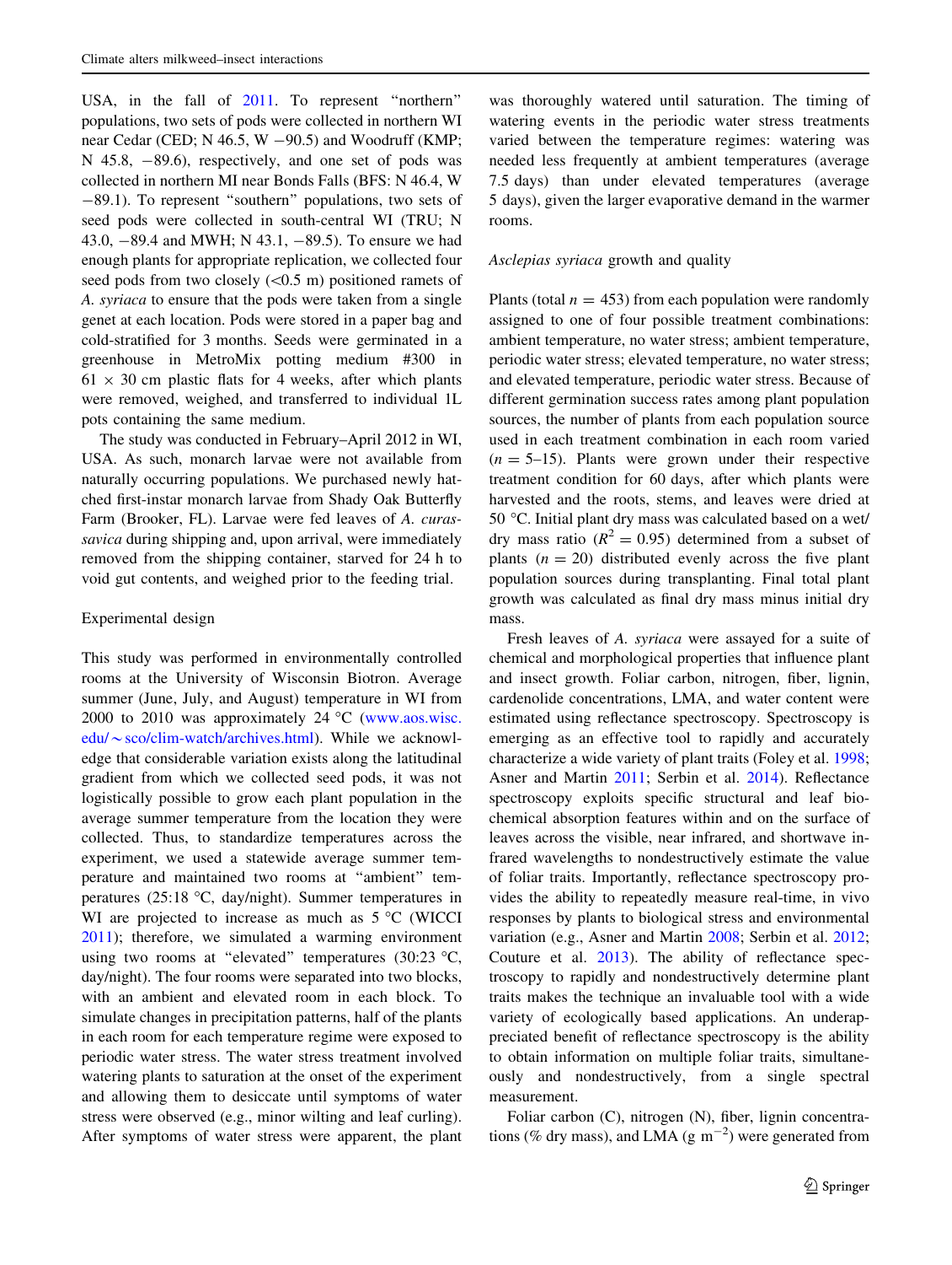USA, in the fall of 2011. To represent "northern" populations, two sets of pods were collected in northern WI near Cedar (CED; N 46.5, W −90.5) and Woodruff (KMP; N 45.8, −89.6), respectively, and one set of pods was collected in northern MI near Bonds Falls (BFS: N 46.4, W −89.1). To represent "southern" populations, two sets of seed pods were collected in south-central WI (TRU; N 43.0, −89.4 and MWH; N 43.1, −89.5). To ensure we had enough plants for appropriate replication, we collected four seed pods from two closely (<0.5 m) positioned ramets of *A. syriaca* to ensure that the pods were taken from a single genet at each location. Pods were stored in a paper bag and cold-stratified for 3 months. Seeds were germinated in a greenhouse in MetroMix potting medium #300 in 61 × 30 cm plastic flats for 4 weeks, after which plants were removed, weighed, and transferred to individual 1L pots containing the same medium.

The study was conducted in February–April 2012 in WI, USA. As such, monarch larvae were not available from naturally occurring populations. We purchased newly hatched first-instar monarch larvae from Shady Oak Butterfly Farm (Brooker, FL). Larvae were fed leaves of *A. curassavica* during shipping and, upon arrival, were immediately removed from the shipping container, starved for 24 h to void gut contents, and weighed prior to the feeding trial.

### Experimental design

This study was performed in environmentally controlled rooms at the University of Wisconsin Biotron. Average summer (June, July, and August) temperature in WI from 2000 to 2010 was approximately 24 °C (www.aos.wisc.edu/~sco/clim-watch/archives.html). While we acknowledge that considerable variation exists along the latitudinal gradient from which we collected seed pods, it was not logistically possible to grow each plant population in the average summer temperature from the location they were collected. Thus, to standardize temperatures across the experiment, we used a statewide average summer temperature and maintained two rooms at "ambient" temperatures (25:18 °C, day/night). Summer temperatures in WI are projected to increase as much as 5 °C (WICCI 2011); therefore, we simulated a warming environment using two rooms at "elevated" temperatures (30:23 °C, day/night). The four rooms were separated into two blocks, with an ambient and elevated room in each block. To simulate changes in precipitation patterns, half of the plants in each room for each temperature regime were exposed to periodic water stress. The water stress treatment involved watering plants to saturation at the onset of the experiment and allowing them to desiccate until symptoms of water stress were observed (e.g., minor wilting and leaf curling). After symptoms of water stress were apparent, the plant was thoroughly watered until saturation. The timing of watering events in the periodic water stress treatments varied between the temperature regimes: watering was needed less frequently at ambient temperatures (average 7.5 days) than under elevated temperatures (average 5 days), given the larger evaporative demand in the warmer rooms.

### *Asclepias syriaca* growth and quality

Plants (total $n = 453$) from each population were randomly assigned to one of four possible treatment combinations: ambient temperature, no water stress; ambient temperature, periodic water stress; elevated temperature, no water stress; and elevated temperature, periodic water stress. Because of different germination success rates among plant population sources, the number of plants from each population source used in each treatment combination in each room varied ($n = 5$–$15$). Plants were grown under their respective treatment condition for 60 days, after which plants were harvested and the roots, stems, and leaves were dried at 50 °C. Initial plant dry mass was calculated based on a wet/dry mass ratio ($R^2 = 0.95$) determined from a subset of plants ($n = 20$) distributed evenly across the five plant population sources during transplanting. Final total plant growth was calculated as final dry mass minus initial dry mass.

Fresh leaves of *A. syriaca* were assayed for a suite of chemical and morphological properties that influence plant and insect growth. Foliar carbon, nitrogen, fiber, lignin, cardenolide concentrations, LMA, and water content were estimated using reflectance spectroscopy. Spectroscopy is emerging as an effective tool to rapidly and accurately characterize a wide variety of plant traits (Foley et al. 1998; Asner and Martin 2011; Serbin et al. 2014). Reflectance spectroscopy exploits specific structural and leaf biochemical absorption features within and on the surface of leaves across the visible, near infrared, and shortwave infrared wavelengths to nondestructively estimate the value of foliar traits. Importantly, reflectance spectroscopy provides the ability to repeatedly measure real-time, in vivo responses by plants to biological stress and environmental variation (e.g., Asner and Martin 2008; Serbin et al. 2012; Couture et al. 2013). The ability of reflectance spectroscopy to rapidly and nondestructively determine plant traits makes the technique an invaluable tool with a wide variety of ecologically based applications. An underappreciated benefit of reflectance spectroscopy is the ability to obtain information on multiple foliar traits, simultaneously and nondestructively, from a single spectral measurement.

Foliar carbon (C), nitrogen (N), fiber, lignin concentrations (% dry mass), and LMA (g $m^{-2}$) were generated from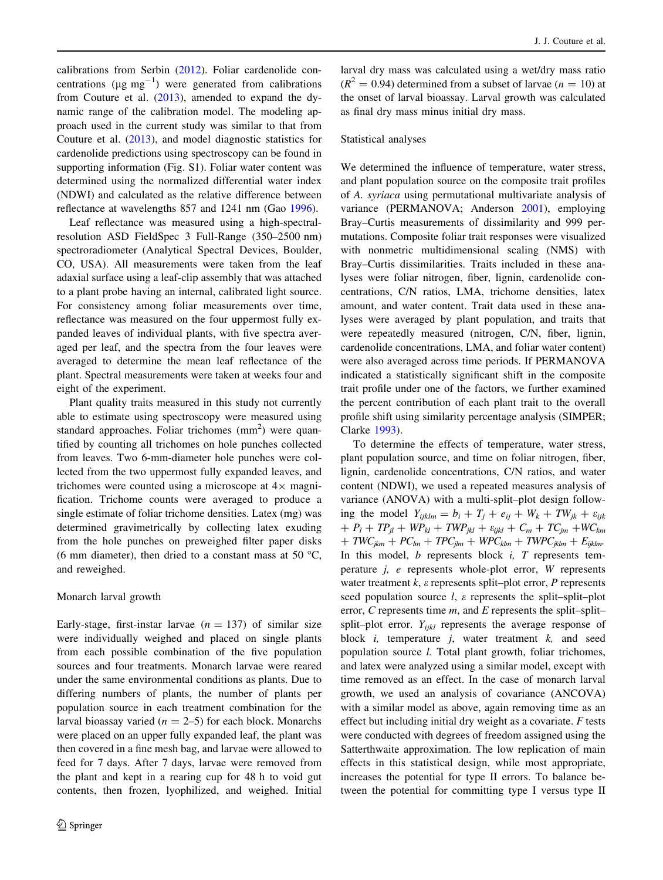calibrations from Serbin (2012). Foliar cardenolide concentrations ($\mu g\ mg^{-1}$) were generated from calibrations from Couture et al. (2013), amended to expand the dynamic range of the calibration model. The modeling approach used in the current study was similar to that from Couture et al. (2013), and model diagnostic statistics for cardenolide predictions using spectroscopy can be found in supporting information (Fig. S1). Foliar water content was determined using the normalized differential water index (NDWI) and calculated as the relative difference between reflectance at wavelengths 857 and 1241 nm (Gao 1996).

Leaf reflectance was measured using a high-spectral-resolution ASD FieldSpec 3 Full-Range (350–2500 nm) spectroradiometer (Analytical Spectral Devices, Boulder, CO, USA). All measurements were taken from the leaf adaxial surface using a leaf-clip assembly that was attached to a plant probe having an internal, calibrated light source. For consistency among foliar measurements over time, reflectance was measured on the four uppermost fully expanded leaves of individual plants, with five spectra averaged per leaf, and the spectra from the four leaves were averaged to determine the mean leaf reflectance of the plant. Spectral measurements were taken at weeks four and eight of the experiment.

Plant quality traits measured in this study not currently able to estimate using spectroscopy were measured using standard approaches. Foliar trichomes ($mm^2$) were quantified by counting all trichomes on hole punches collected from leaves. Two 6-mm-diameter hole punches were collected from the two uppermost fully expanded leaves, and trichomes were counted using a microscope at 4× magnification. Trichome counts were averaged to produce a single estimate of foliar trichome densities. Latex (mg) was determined gravimetrically by collecting latex exuding from the hole punches on preweighed filter paper disks (6 mm diameter), then dried to a constant mass at 50 °C, and reweighed.

## Monarch larval growth

Early-stage, first-instar larvae ($n = 137$) of similar size were individually weighed and placed on single plants from each possible combination of the five population sources and four treatments. Monarch larvae were reared under the same environmental conditions as plants. Due to differing numbers of plants, the number of plants per population source in each treatment combination for the larval bioassay varied ($n = 2$–$5$) for each block. Monarchs were placed on an upper fully expanded leaf, the plant was then covered in a fine mesh bag, and larvae were allowed to feed for 7 days. After 7 days, larvae were removed from the plant and kept in a rearing cup for 48 h to void gut contents, then frozen, lyophilized, and weighed. Initial larval dry mass was calculated using a wet/dry mass ratio ($R^2 = 0.94$) determined from a subset of larvae ($n = 10$) at the onset of larval bioassay. Larval growth was calculated as final dry mass minus initial dry mass.

## Statistical analyses

We determined the influence of temperature, water stress, and plant population source on the composite trait profiles of *A. syriaca* using permutational multivariate analysis of variance (PERMANOVA; Anderson 2001), employing Bray–Curtis measurements of dissimilarity and 999 permutations. Composite foliar trait responses were visualized with nonmetric multidimensional scaling (NMS) with Bray–Curtis dissimilarities. Traits included in these analyses were foliar nitrogen, fiber, lignin, cardenolide concentrations, C/N ratios, LMA, trichome densities, latex amount, and water content. Trait data used in these analyses were averaged by plant population, and traits that were repeatedly measured (nitrogen, C/N, fiber, lignin, cardenolide concentrations, LMA, and foliar water content) were also averaged across time periods. If PERMANOVA indicated a statistically significant shift in the composite trait profile under one of the factors, we further examined the percent contribution of each plant trait to the overall profile shift using similarity percentage analysis (SIMPER; Clarke 1993).

To determine the effects of temperature, water stress, plant population source, and time on foliar nitrogen, fiber, lignin, cardenolide concentrations, C/N ratios, and water content (NDWI), we used a repeated measures analysis of variance (ANOVA) with a multi-split–plot design following the model $Y_{ijklm} = b_i + T_j + e_{ij} + W_k + TW_{jk} + \varepsilon_{ijk} + P_l + TP_{jl} + WP_{kl} + TWP_{jkl} + \varepsilon_{ijkl} + C_m + TC_{jm} + WC_{km} + TWC_{jkm} + PC_{lm} + TPC_{jlm} + WPC_{klm} + TWPC_{jklm} + E_{ijklm}$. In this model, $b$ represents block $i$, $T$ represents temperature $j$, $e$ represents whole-plot error, $W$ represents water treatment $k$, $\varepsilon$ represents split–plot error, $P$ represents seed population source $l$, $\varepsilon$ represents the split–split–plot error, $C$ represents time $m$, and $E$ represents the split–split–split–plot error. $Y_{ijkl}$ represents the average response of block $i$, temperature $j$, water treatment $k$, and seed population source $l$. Total plant growth, foliar trichomes, and latex were analyzed using a similar model, except with time removed as an effect. In the case of monarch larval growth, we used an analysis of covariance (ANCOVA) with a similar model as above, again removing time as an effect but including initial dry weight as a covariate. $F$ tests were conducted with degrees of freedom assigned using the Satterthwaite approximation. The low replication of main effects in this statistical design, while most appropriate, increases the potential for type II errors. To balance between the potential for committing type I versus type II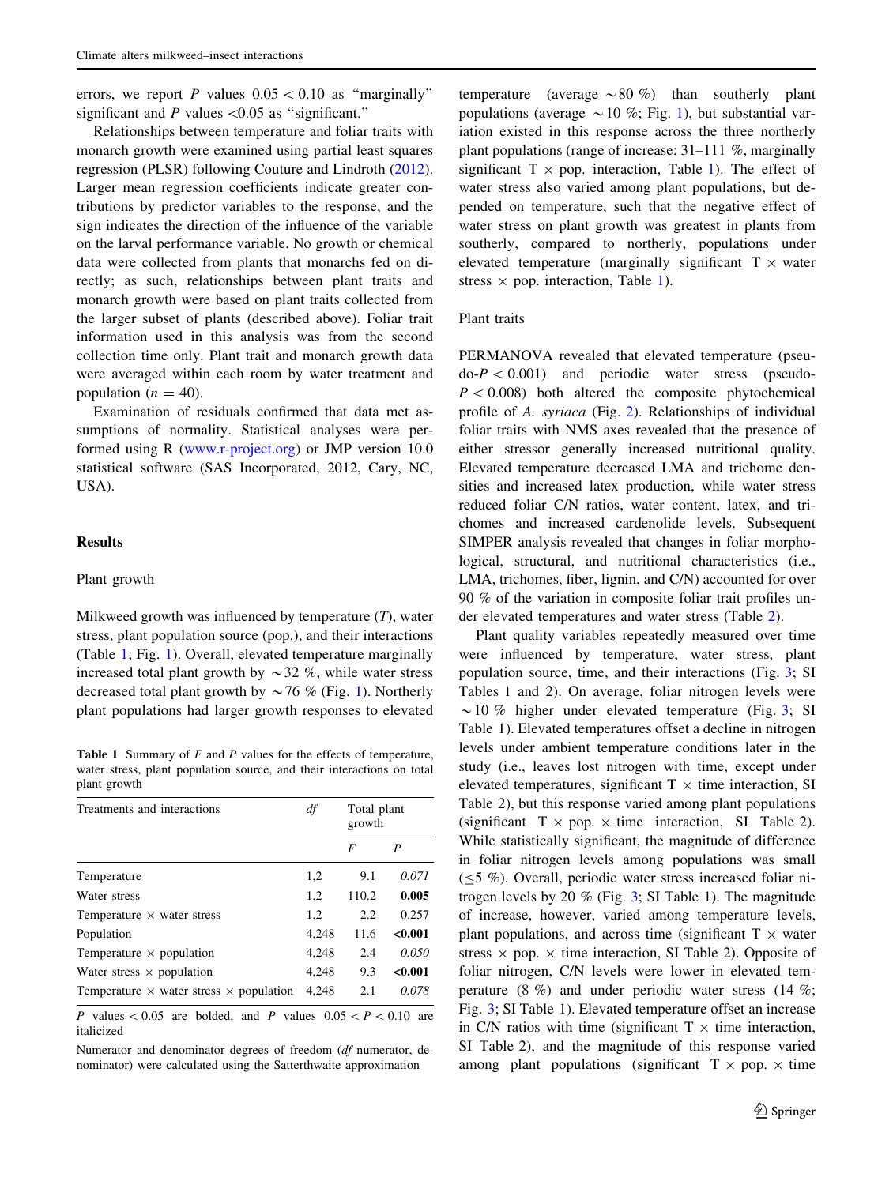errors, we report $P$ values $0.05 < 0.10$ as "marginally" significant and $P$ values <0.05 as "significant."

Relationships between temperature and foliar traits with monarch growth were examined using partial least squares regression (PLSR) following Couture and Lindroth (2012). Larger mean regression coefficients indicate greater contributions by predictor variables to the response, and the sign indicates the direction of the influence of the variable on the larval performance variable. No growth or chemical data were collected from plants that monarchs fed on directly; as such, relationships between plant traits and monarch growth were based on plant traits collected from the larger subset of plants (described above). Foliar trait information used in this analysis was from the second collection time only. Plant trait and monarch growth data were averaged within each room by water treatment and population ($n = 40$).

Examination of residuals confirmed that data met assumptions of normality. Statistical analyses were performed using R (www.r-project.org) or JMP version 10.0 statistical software (SAS Incorporated, 2012, Cary, NC, USA).

## Results

### Plant growth

Milkweed growth was influenced by temperature ($T$), water stress, plant population source (pop.), and their interactions (Table 1; Fig. 1). Overall, elevated temperature marginally increased total plant growth by ~32 %, while water stress decreased total plant growth by ~76 % (Fig. 1). Northerly plant populations had larger growth responses to elevated temperature (average ~80 %) than southerly plant populations (average ~10 %; Fig. 1), but substantial variation existed in this response across the three northerly plant populations (range of increase: 31–111 %, marginally significant T × pop. interaction, Table 1). The effect of water stress also varied among plant populations, but depended on temperature, such that the negative effect of water stress on plant growth was greatest in plants from southerly, compared to northerly, populations under elevated temperature (marginally significant T × water stress × pop. interaction, Table 1).

**Table 1** Summary of $F$ and $P$ values for the effects of temperature, water stress, plant population source, and their interactions on total plant growth

| Treatments and interactions | *df* | Total plant growth | |
|---|---|---|---|
| | | $F$ | $P$ |
| Temperature | 1,2 | 9.1 | *0.071* |
| Water stress | 1,2 | 110.2 | **0.005** |
| Temperature × water stress | 1,2 | 2.2 | 0.257 |
| Population | 4,248 | 11.6 | **<0.001** |
| Temperature × population | 4,248 | 2.4 | *0.050* |
| Water stress × population | 4,248 | 9.3 | **<0.001** |
| Temperature × water stress × population | 4,248 | 2.1 | *0.078* |

$P$ values < 0.05 are bolded, and $P$ values $0.05 < P < 0.10$ are italicized

Numerator and denominator degrees of freedom (*df* numerator, denominator) were calculated using the Satterthwaite approximation

### Plant traits

PERMANOVA revealed that elevated temperature (pseudo-$P < 0.001$) and periodic water stress (pseudo-$P < 0.008$) both altered the composite phytochemical profile of *A. syriaca* (Fig. 2). Relationships of individual foliar traits with NMS axes revealed that the presence of either stressor generally increased nutritional quality. Elevated temperature decreased LMA and trichome densities and increased latex production, while water stress reduced foliar C/N ratios, water content, latex, and trichomes and increased cardenolide levels. Subsequent SIMPER analysis revealed that changes in foliar morphological, structural, and nutritional characteristics (i.e., LMA, trichomes, fiber, lignin, and C/N) accounted for over 90 % of the variation in composite foliar trait profiles under elevated temperatures and water stress (Table 2).

Plant quality variables repeatedly measured over time were influenced by temperature, water stress, plant population source, time, and their interactions (Fig. 3; SI Tables 1 and 2). On average, foliar nitrogen levels were ~10 % higher under elevated temperature (Fig. 3; SI Table 1). Elevated temperatures offset a decline in nitrogen levels under ambient temperature conditions later in the study (i.e., leaves lost nitrogen with time, except under elevated temperatures, significant T × time interaction, SI Table 2), but this response varied among plant populations (significant T × pop. × time interaction, SI Table 2). While statistically significant, the magnitude of difference in foliar nitrogen levels among populations was small (≤5 %). Overall, periodic water stress increased foliar nitrogen levels by 20 % (Fig. 3; SI Table 1). The magnitude of increase, however, varied among temperature levels, plant populations, and across time (significant T × water stress × pop. × time interaction, SI Table 2). Opposite of foliar nitrogen, C/N levels were lower in elevated temperature (8 %) and under periodic water stress (14 %; Fig. 3; SI Table 1). Elevated temperature offset an increase in C/N ratios with time (significant T × time interaction, SI Table 2), and the magnitude of this response varied among plant populations (significant T × pop. × time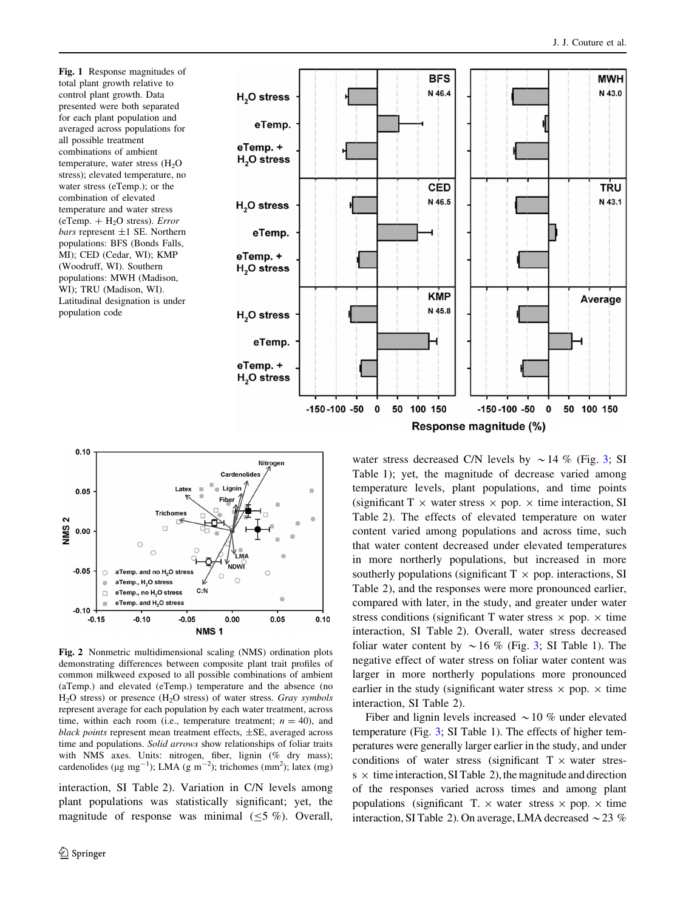**Fig. 1** Response magnitudes of total plant growth relative to control plant growth. Data presented were both separated for each plant population and averaged across populations for all possible treatment combinations of ambient temperature, water stress ($H_2O$ stress); elevated temperature, no water stress (eTemp.); or the combination of elevated temperature and water stress (eTemp. + $H_2O$ stress). *Error bars* represent ±1 SE. Northern populations: BFS (Bonds Falls, MI); CED (Cedar, WI); KMP (Woodruff, WI). Southern populations: MWH (Madison, WI); TRU (Madison, WI). Latitudinal designation is under population code

BFS N 46.4
MWH N 43.0
CED N 46.5
TRU N 43.1
KMP N 45.8
Average
H2O stress
eTemp.
eTemp. + H2O stress
-150 -100 -50 0 50 100 150
Response magnitude (%)

NMS 2
NMS 1
Nitrogen
Cardenolides
Latex
Lignin
Fiber
Trichomes
LMA
NDWI
C:N
aTemp. and no H2O stress
aTemp., H2O stress
eTemp., no H2O stress
eTemp. and H2O stress
0.10
0.05
0.00
-0.05
-0.10
-0.15 -0.10 -0.05 0.00 0.05 0.10

**Fig. 2** Nonmetric multidimensional scaling (NMS) ordination plots demonstrating differences between composite plant trait profiles of common milkweed exposed to all possible combinations of ambient (aTemp.) and elevated (eTemp.) temperature and the absence (no $H_2O$ stress) or presence ($H_2O$ stress) of water stress. *Gray symbols* represent average for each population by each water treatment, across time, within each room (i.e., temperature treatment; $n = 40$), and *black points* represent mean treatment effects, ±SE, averaged across time and populations. *Solid arrows* show relationships of foliar traits with NMS axes. Units: nitrogen, fiber, lignin (% dry mass); cardenolides (μg $mg^{-1}$); LMA (g $m^{-2}$); trichomes ($mm^2$); latex (mg)

interaction, SI Table 2). Variation in C/N levels among plant populations was statistically significant; yet, the magnitude of response was minimal (≤5 %). Overall, water stress decreased C/N levels by ~14 % (Fig. 3; SI Table 1); yet, the magnitude of decrease varied among temperature levels, plant populations, and time points (significant T × water stress × pop. × time interaction, SI Table 2). The effects of elevated temperature on water content varied among populations and across time, such that water content decreased under elevated temperatures in more northerly populations, but increased in more southerly populations (significant T × pop. interactions, SI Table 2), and the responses were more pronounced earlier, compared with later, in the study, and greater under water stress conditions (significant T water stress × pop. × time interaction, SI Table 2). Overall, water stress decreased foliar water content by ~16 % (Fig. 3; SI Table 1). The negative effect of water stress on foliar water content was larger in more northerly populations more pronounced earlier in the study (significant water stress × pop. × time interaction, SI Table 2).

Fiber and lignin levels increased ~10 % under elevated temperature (Fig. 3; SI Table 1). The effects of higher temperatures were generally larger earlier in the study, and under conditions of water stress (significant T × water stress × time interaction, SI Table 2), the magnitude and direction of the responses varied across times and among plant populations (significant T. × water stress × pop. × time interaction, SI Table 2). On average, LMA decreased ~23 %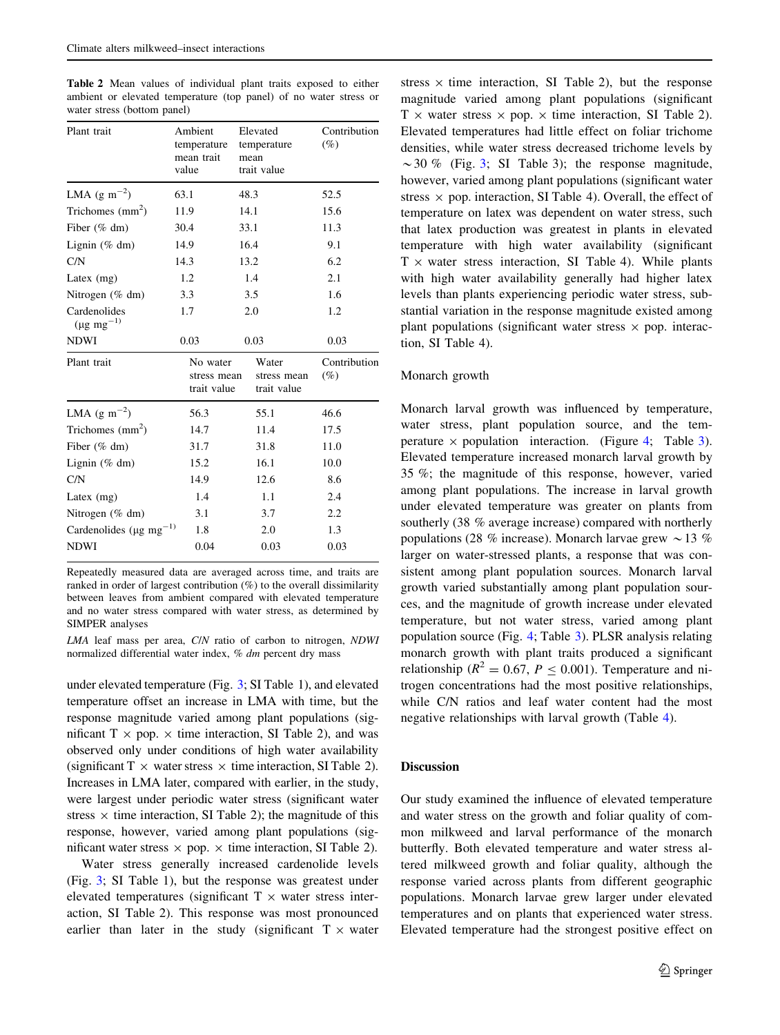**Table 2** Mean values of individual plant traits exposed to either ambient or elevated temperature (top panel) of no water stress or water stress (bottom panel)

| Plant trait | Ambient temperature mean trait value | Elevated temperature mean trait value | Contribution (%) |
|---|---|---|---|
| LMA (g $m^{-2}$) | 63.1 | 48.3 | 52.5 |
| Trichomes ($mm^2$) | 11.9 | 14.1 | 15.6 |
| Fiber (% dm) | 30.4 | 33.1 | 11.3 |
| Lignin (% dm) | 14.9 | 16.4 | 9.1 |
| C/N | 14.3 | 13.2 | 6.2 |
| Latex (mg) | 1.2 | 1.4 | 2.1 |
| Nitrogen (% dm) | 3.3 | 3.5 | 1.6 |
| Cardenolides (μg $mg^{-1}$) | 1.7 | 2.0 | 1.2 |
| NDWI | 0.03 | 0.03 | 0.03 |
| **Plant trait** | **No water stress mean trait value** | **Water stress mean trait value** | **Contribution (%)** |
| LMA (g $m^{-2}$) | 56.3 | 55.1 | 46.6 |
| Trichomes ($mm^2$) | 14.7 | 11.4 | 17.5 |
| Fiber (% dm) | 31.7 | 31.8 | 11.0 |
| Lignin (% dm) | 15.2 | 16.1 | 10.0 |
| C/N | 14.9 | 12.6 | 8.6 |
| Latex (mg) | 1.4 | 1.1 | 2.4 |
| Nitrogen (% dm) | 3.1 | 3.7 | 2.2 |
| Cardenolides (μg $mg^{-1}$) | 1.8 | 2.0 | 1.3 |
| NDWI | 0.04 | 0.03 | 0.03 |

Repeatedly measured data are averaged across time, and traits are ranked in order of largest contribution (%) to the overall dissimilarity between leaves from ambient compared with elevated temperature and no water stress compared with water stress, as determined by SIMPER analyses

*LMA* leaf mass per area, *C/N* ratio of carbon to nitrogen, *NDWI* normalized differential water index, *% dm* percent dry mass

under elevated temperature (Fig. 3; SI Table 1), and elevated temperature offset an increase in LMA with time, but the response magnitude varied among plant populations (significant T × pop. × time interaction, SI Table 2), and was observed only under conditions of high water availability (significant T × water stress × time interaction, SI Table 2). Increases in LMA later, compared with earlier, in the study, were largest under periodic water stress (significant water stress × time interaction, SI Table 2); the magnitude of this response, however, varied among plant populations (significant water stress × pop. × time interaction, SI Table 2).

Water stress generally increased cardenolide levels (Fig. 3; SI Table 1), but the response was greatest under elevated temperatures (significant T × water stress interaction, SI Table 2). This response was most pronounced earlier than later in the study (significant T × water stress × time interaction, SI Table 2), but the response magnitude varied among plant populations (significant T × water stress × pop. × time interaction, SI Table 2). Elevated temperatures had little effect on foliar trichome densities, while water stress decreased trichome levels by ~30 % (Fig. 3; SI Table 3); the response magnitude, however, varied among plant populations (significant water stress × pop. interaction, SI Table 4). Overall, the effect of temperature on latex was dependent on water stress, such that latex production was greatest in plants in elevated temperature with high water availability (significant T × water stress interaction, SI Table 4). While plants with high water availability generally had higher latex levels than plants experiencing periodic water stress, substantial variation in the response magnitude existed among plant populations (significant water stress × pop. interaction, SI Table 4).

### Monarch growth

Monarch larval growth was influenced by temperature, water stress, plant population source, and the temperature × population interaction. (Figure 4; Table 3). Elevated temperature increased monarch larval growth by 35 %; the magnitude of this response, however, varied among plant populations. The increase in larval growth under elevated temperature was greater on plants from southerly (38 % average increase) compared with northerly populations (28 % increase). Monarch larvae grew ~13 % larger on water-stressed plants, a response that was consistent among plant population sources. Monarch larval growth varied substantially among plant population sources, and the magnitude of growth increase under elevated temperature, but not water stress, varied among plant population source (Fig. 4; Table 3). PLSR analysis relating monarch growth with plant traits produced a significant relationship ($R^2 = 0.67$, $P \leq 0.001$). Temperature and nitrogen concentrations had the most positive relationships, while C/N ratios and leaf water content had the most negative relationships with larval growth (Table 4).

## Discussion

Our study examined the influence of elevated temperature and water stress on the growth and foliar quality of common milkweed and larval performance of the monarch butterfly. Both elevated temperature and water stress altered milkweed growth and foliar quality, although the response varied across plants from different geographic populations. Monarch larvae grew larger under elevated temperatures and on plants that experienced water stress. Elevated temperature had the strongest positive effect on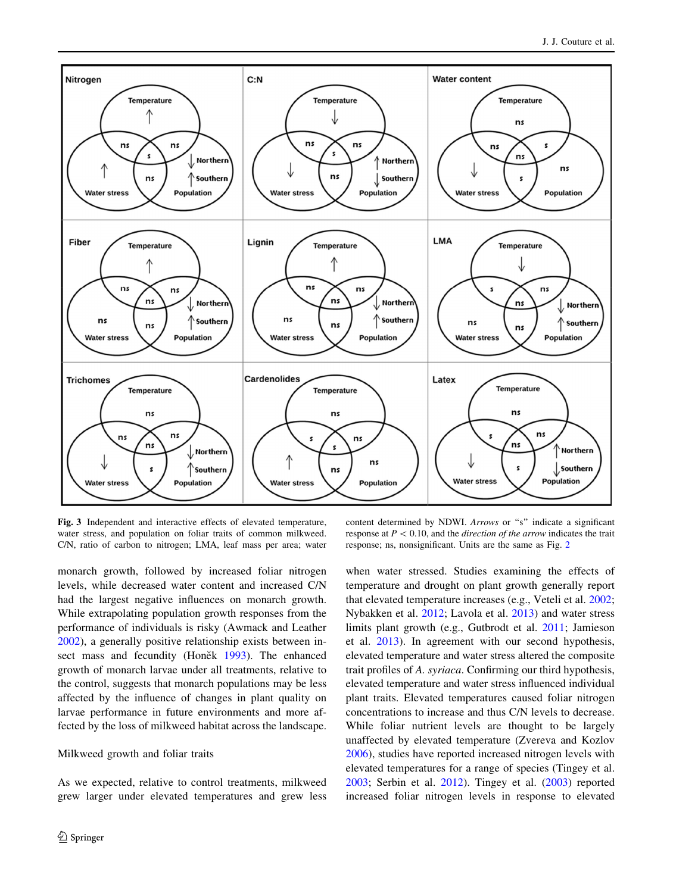**Fig. 3** Independent and interactive effects of elevated temperature, water stress, and population on foliar traits of common milkweed. C/N, ratio of carbon to nitrogen; LMA, leaf mass per area; water content determined by NDWI. *Arrows* or "s" indicate a significant response at $P < 0.10$, and the *direction of the arrow* indicates the trait response; ns, nonsignificant. Units are the same as Fig. 2

monarch growth, followed by increased foliar nitrogen levels, while decreased water content and increased C/N had the largest negative influences on monarch growth. While extrapolating population growth responses from the performance of individuals is risky (Awmack and Leather 2002), a generally positive relationship exists between insect mass and fecundity (Honěk 1993). The enhanced growth of monarch larvae under all treatments, relative to the control, suggests that monarch populations may be less affected by the influence of changes in plant quality on larvae performance in future environments and more affected by the loss of milkweed habitat across the landscape.

Milkweed growth and foliar traits

As we expected, relative to control treatments, milkweed grew larger under elevated temperatures and grew less when water stressed. Studies examining the effects of temperature and drought on plant growth generally report that elevated temperature increases (e.g., Veteli et al. 2002; Nybakken et al. 2012; Lavola et al. 2013) and water stress limits plant growth (e.g., Gutbrodt et al. 2011; Jamieson et al. 2013). In agreement with our second hypothesis, elevated temperature and water stress altered the composite trait profiles of *A. syriaca*. Confirming our third hypothesis, elevated temperature and water stress influenced individual plant traits. Elevated temperatures caused foliar nitrogen concentrations to increase and thus C/N levels to decrease. While foliar nutrient levels are thought to be largely unaffected by elevated temperature (Zvereva and Kozlov 2006), studies have reported increased nitrogen levels with elevated temperatures for a range of species (Tingey et al. 2003; Serbin et al. 2012). Tingey et al. (2003) reported increased foliar nitrogen levels in response to elevated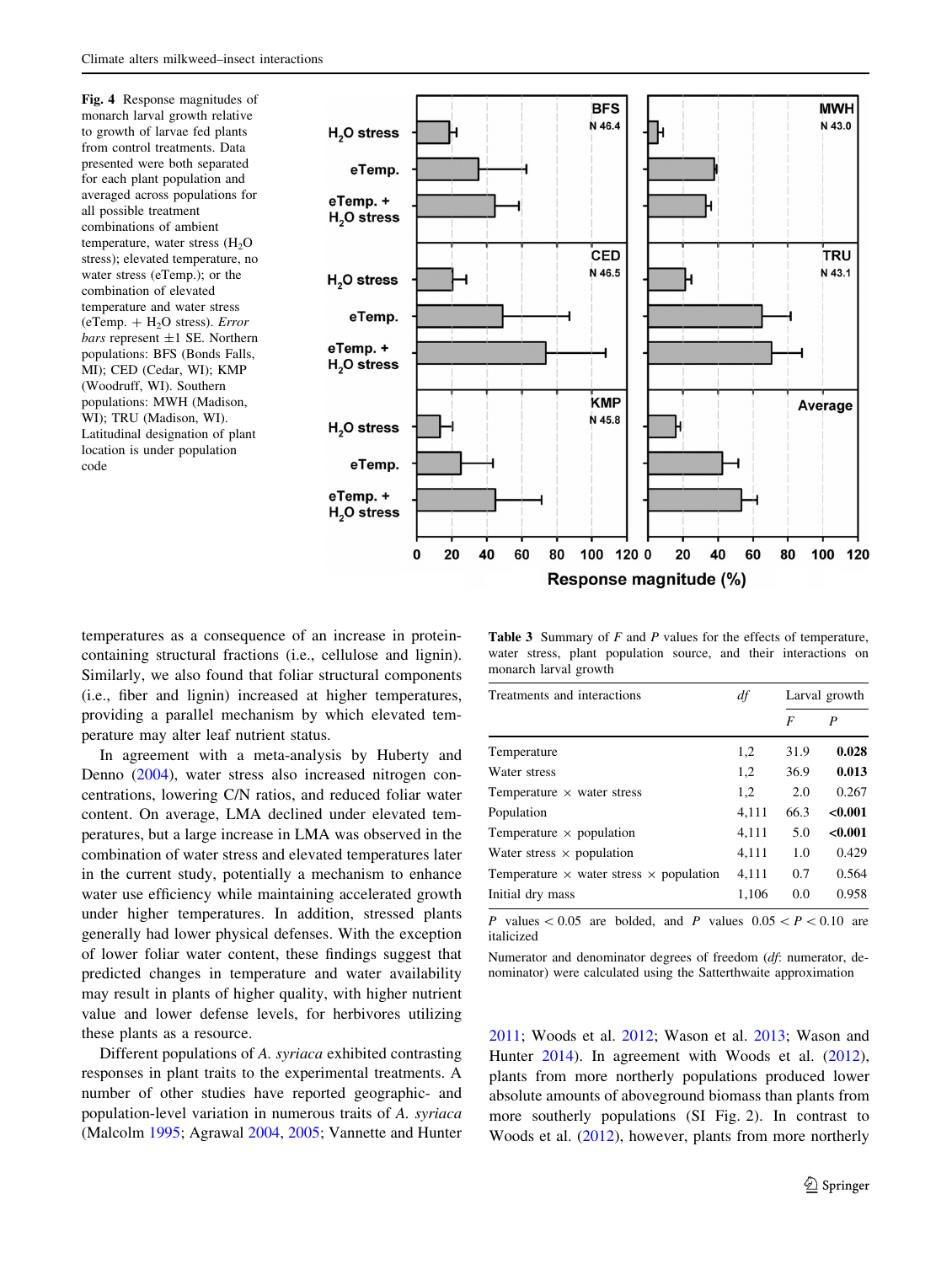**Fig. 4** Response magnitudes of monarch larval growth relative to growth of larvae fed plants from control treatments. Data presented were both separated for each plant population and averaged across populations for all possible treatment combinations of ambient temperature, water stress ($H_2O$ stress); elevated temperature, no water stress (eTemp.); or the combination of elevated temperature and water stress (eTemp. + $H_2O$ stress). *Error bars* represent ±1 SE. Northern populations: BFS (Bonds Falls, MI); CED (Cedar, WI); KMP (Woodruff, WI). Southern populations: MWH (Madison, WI); TRU (Madison, WI). Latitudinal designation of plant location is under population code

BFS
N 46.4
MWH
N 43.0
CED
N 46.5
TRU
N 43.1
KMP
N 45.8
Average
$H_2O$ stress
eTemp.
eTemp. + $H_2O$ stress
0 20 40 60 80 100 120 0 20 40 60 80 100 120
Response magnitude (%)

temperatures as a consequence of an increase in protein-containing structural fractions (i.e., cellulose and lignin). Similarly, we also found that foliar structural components (i.e., fiber and lignin) increased at higher temperatures, providing a parallel mechanism by which elevated temperature may alter leaf nutrient status.

In agreement with a meta-analysis by Huberty and Denno (2004), water stress also increased nitrogen concentrations, lowering C/N ratios, and reduced foliar water content. On average, LMA declined under elevated temperatures, but a large increase in LMA was observed in the combination of water stress and elevated temperatures later in the current study, potentially a mechanism to enhance water use efficiency while maintaining accelerated growth under higher temperatures. In addition, stressed plants generally had lower physical defenses. With the exception of lower foliar water content, these findings suggest that predicted changes in temperature and water availability may result in plants of higher quality, with higher nutrient value and lower defense levels, for herbivores utilizing these plants as a resource.

Different populations of *A. syriaca* exhibited contrasting responses in plant traits to the experimental treatments. A number of other studies have reported geographic- and population-level variation in numerous traits of *A. syriaca* (Malcolm 1995; Agrawal 2004, 2005; Vannette and Hunter 2011; Woods et al. 2012; Wason et al. 2013; Wason and Hunter 2014). In agreement with Woods et al. (2012), plants from more northerly populations produced lower absolute amounts of aboveground biomass than plants from more southerly populations (SI Fig. 2). In contrast to Woods et al. (2012), however, plants from more northerly

**Table 3** Summary of *F* and *P* values for the effects of temperature, water stress, plant population source, and their interactions on monarch larval growth

| Treatments and interactions | *df* | Larval growth | |
|---|---|---|---|
| | | *F* | *P* |
| Temperature | 1,2 | 31.9 | **0.028** |
| Water stress | 1,2 | 36.9 | **0.013** |
| Temperature × water stress | 1,2 | 2.0 | 0.267 |
| Population | 4,111 | 66.3 | **<0.001** |
| Temperature × population | 4,111 | 5.0 | **<0.001** |
| Water stress × population | 4,111 | 1.0 | 0.429 |
| Temperature × water stress × population | 4,111 | 0.7 | 0.564 |
| Initial dry mass | 1,106 | 0.0 | 0.958 |

*P* values < 0.05 are bolded, and *P* values 0.05 < *P* < 0.10 are italicized

Numerator and denominator degrees of freedom (*df*: numerator, denominator) were calculated using the Satterthwaite approximation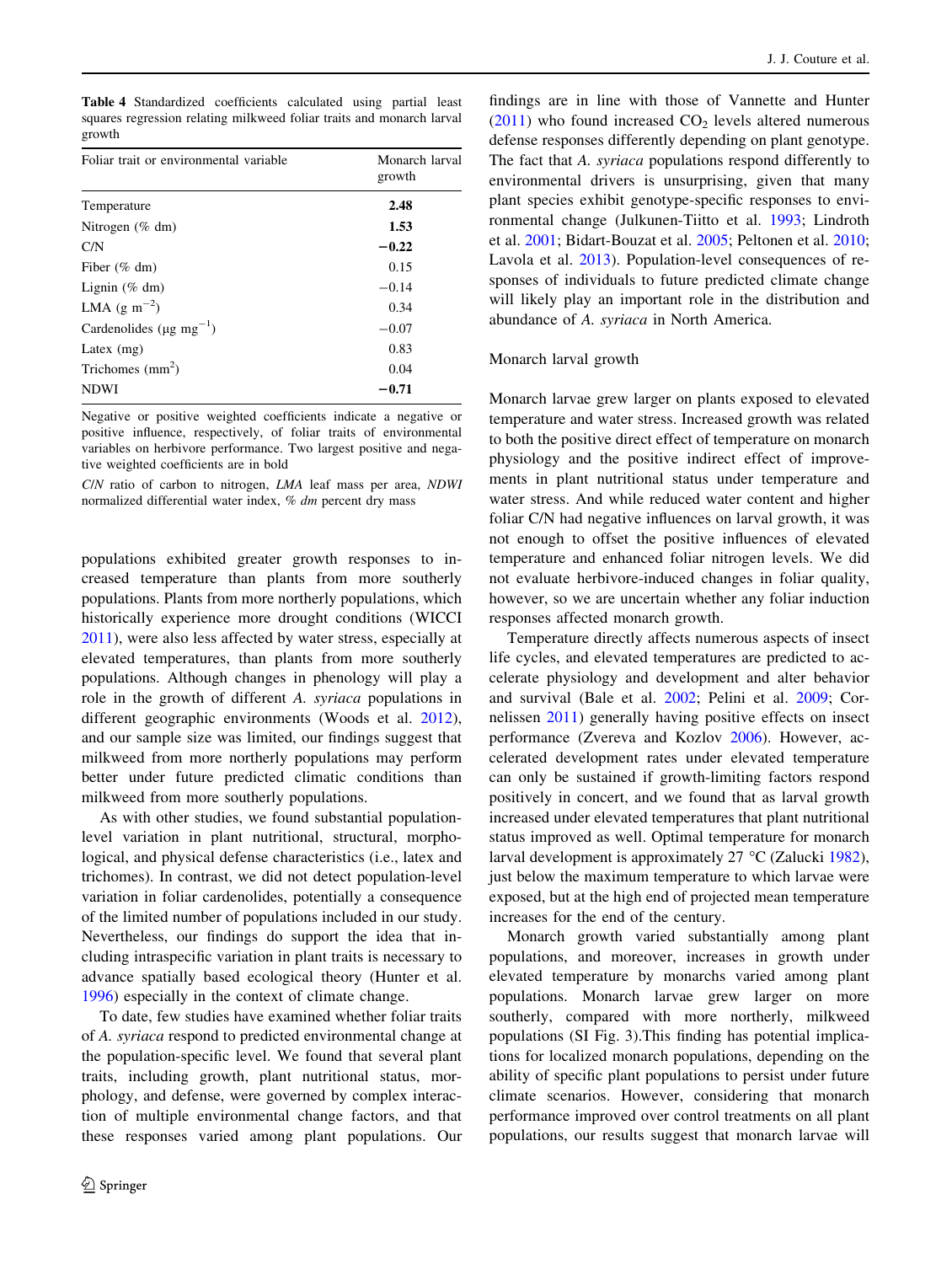**Table 4** Standardized coefficients calculated using partial least squares regression relating milkweed foliar traits and monarch larval growth

| Foliar trait or environmental variable | Monarch larval growth |
|---|---|
| Temperature | **2.48** |
| Nitrogen (% dm) | **1.53** |
| C/N | **−0.22** |
| Fiber (% dm) | 0.15 |
| Lignin (% dm) | −0.14 |
| LMA (g $m^{-2}$) | 0.34 |
| Cardenolides (μg $mg^{-1}$) | −0.07 |
| Latex (mg) | 0.83 |
| Trichomes ($mm^2$) | 0.04 |
| NDWI | **−0.71** |

Negative or positive weighted coefficients indicate a negative or positive influence, respectively, of foliar traits of environmental variables on herbivore performance. Two largest positive and negative weighted coefficients are in bold

*C/N* ratio of carbon to nitrogen, *LMA* leaf mass per area, *NDWI* normalized differential water index, *% dm* percent dry mass

populations exhibited greater growth responses to increased temperature than plants from more southerly populations. Plants from more northerly populations, which historically experience more drought conditions (WICCI 2011), were also less affected by water stress, especially at elevated temperatures, than plants from more southerly populations. Although changes in phenology will play a role in the growth of different *A. syriaca* populations in different geographic environments (Woods et al. 2012), and our sample size was limited, our findings suggest that milkweed from more northerly populations may perform better under future predicted climatic conditions than milkweed from more southerly populations.

As with other studies, we found substantial population-level variation in plant nutritional, structural, morphological, and physical defense characteristics (i.e., latex and trichomes). In contrast, we did not detect population-level variation in foliar cardenolides, potentially a consequence of the limited number of populations included in our study. Nevertheless, our findings do support the idea that including intraspecific variation in plant traits is necessary to advance spatially based ecological theory (Hunter et al. 1996) especially in the context of climate change.

To date, few studies have examined whether foliar traits of *A. syriaca* respond to predicted environmental change at the population-specific level. We found that several plant traits, including growth, plant nutritional status, morphology, and defense, were governed by complex interaction of multiple environmental change factors, and that these responses varied among plant populations. Our findings are in line with those of Vannette and Hunter (2011) who found increased $CO_2$ levels altered numerous defense responses differently depending on plant genotype. The fact that *A. syriaca* populations respond differently to environmental drivers is unsurprising, given that many plant species exhibit genotype-specific responses to environmental change (Julkunen-Tiitto et al. 1993; Lindroth et al. 2001; Bidart-Bouzat et al. 2005; Peltonen et al. 2010; Lavola et al. 2013). Population-level consequences of responses of individuals to future predicted climate change will likely play an important role in the distribution and abundance of *A. syriaca* in North America.

Monarch larval growth

Monarch larvae grew larger on plants exposed to elevated temperature and water stress. Increased growth was related to both the positive direct effect of temperature on monarch physiology and the positive indirect effect of improvements in plant nutritional status under temperature and water stress. And while reduced water content and higher foliar C/N had negative influences on larval growth, it was not enough to offset the positive influences of elevated temperature and enhanced foliar nitrogen levels. We did not evaluate herbivore-induced changes in foliar quality, however, so we are uncertain whether any foliar induction responses affected monarch growth.

Temperature directly affects numerous aspects of insect life cycles, and elevated temperatures are predicted to accelerate physiology and development and alter behavior and survival (Bale et al. 2002; Pelini et al. 2009; Cornelissen 2011) generally having positive effects on insect performance (Zvereva and Kozlov 2006). However, accelerated development rates under elevated temperature can only be sustained if growth-limiting factors respond positively in concert, and we found that as larval growth increased under elevated temperatures that plant nutritional status improved as well. Optimal temperature for monarch larval development is approximately 27 °C (Zalucki 1982), just below the maximum temperature to which larvae were exposed, but at the high end of projected mean temperature increases for the end of the century.

Monarch growth varied substantially among plant populations, and moreover, increases in growth under elevated temperature by monarchs varied among plant populations. Monarch larvae grew larger on more southerly, compared with more northerly, milkweed populations (SI Fig. 3).This finding has potential implications for localized monarch populations, depending on the ability of specific plant populations to persist under future climate scenarios. However, considering that monarch performance improved over control treatments on all plant populations, our results suggest that monarch larvae will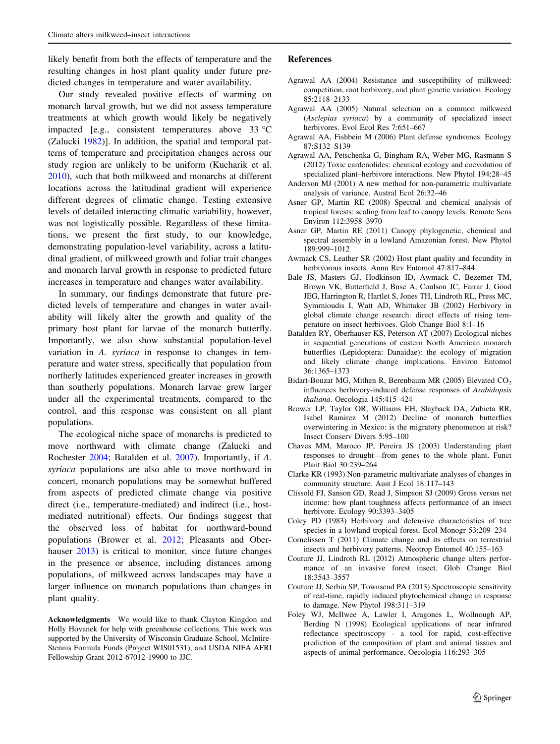likely benefit from both the effects of temperature and the resulting changes in host plant quality under future predicted changes in temperature and water availability.

Our study revealed positive effects of warming on monarch larval growth, but we did not assess temperature treatments at which growth would likely be negatively impacted [e.g., consistent temperatures above 33 °C (Zalucki 1982)]. In addition, the spatial and temporal patterns of temperature and precipitation changes across our study region are unlikely to be uniform (Kucharik et al. 2010), such that both milkweed and monarchs at different locations across the latitudinal gradient will experience different degrees of climatic change. Testing extensive levels of detailed interacting climatic variability, however, was not logistically possible. Regardless of these limitations, we present the first study, to our knowledge, demonstrating population-level variability, across a latitudinal gradient, of milkweed growth and foliar trait changes and monarch larval growth in response to predicted future increases in temperature and changes water availability.

In summary, our findings demonstrate that future predicted levels of temperature and changes in water availability will likely alter the growth and quality of the primary host plant for larvae of the monarch butterfly. Importantly, we also show substantial population-level variation in *A. syriaca* in response to changes in temperature and water stress, specifically that population from northerly latitudes experienced greater increases in growth than southerly populations. Monarch larvae grew larger under all the experimental treatments, compared to the control, and this response was consistent on all plant populations.

The ecological niche space of monarchs is predicted to move northward with climate change (Zalucki and Rochester 2004; Batalden et al. 2007). Importantly, if *A. syriaca* populations are also able to move northward in concert, monarch populations may be somewhat buffered from aspects of predicted climate change via positive direct (i.e., temperature-mediated) and indirect (i.e., host-mediated nutritional) effects. Our findings suggest that the observed loss of habitat for northward-bound populations (Brower et al. 2012; Pleasants and Oberhauser 2013) is critical to monitor, since future changes in the presence or absence, including distances among populations, of milkweed across landscapes may have a larger influence on monarch populations than changes in plant quality.

**Acknowledgments** We would like to thank Clayton Kingdon and Holly Hovanek for help with greenhouse collections. This work was supported by the University of Wisconsin Graduate School, McIntire-Stennis Formula Funds (Project WIS01531), and USDA NIFA AFRI Fellowship Grant 2012-67012-19900 to JJC.

## References

Agrawal AA (2004) Resistance and susceptibility of milkweed: competition, root herbivory, and plant genetic variation. Ecology 85:2118–2133

Agrawal AA (2005) Natural selection on a common milkweed (*Asclepias syriaca*) by a community of specialized insect herbivores. Evol Ecol Res 7:651–667

Agrawal AA, Fishbein M (2006) Plant defense syndromes. Ecology 87:S132–S139

Agrawal AA, Petschenka G, Bingham RA, Weber MG, Rasmann S (2012) Toxic cardenolides: chemical ecology and coevolution of specialized plant–herbivore interactions. New Phytol 194:28–45

Anderson MJ (2001) A new method for non-parametric multivariate analysis of variance. Austral Ecol 26:32–46

Asner GP, Martin RE (2008) Spectral and chemical analysis of tropical forests: scaling from leaf to canopy levels. Remote Sens Environ 112:3958–3970

Asner GP, Martin RE (2011) Canopy phylogenetic, chemical and spectral assembly in a lowland Amazonian forest. New Phytol 189:999–1012

Awmack CS, Leather SR (2002) Host plant quality and fecundity in herbivorous insects. Annu Rev Entomol 47:817–844

Bale JS, Masters GJ, Hodkinson ID, Awmack C, Bezemer TM, Brown VK, Butterfield J, Buse A, Coulson JC, Farrar J, Good JEG, Harrington R, Hartlet S, Jones TH, Lindroth RL, Press MC, Symrnioudis I, Watt AD, Whittaker JB (2002) Herbivory in global climate change research: direct effects of rising temperature on insect herbivores. Glob Change Biol 8:1–16

Batalden RY, Oberhauser KS, Peterson AT (2007) Ecological niches in sequential generations of eastern North American monarch butterflies (Lepidoptera: Danaidae): the ecology of migration and likely climate change implications. Environ Entomol 36:1365–1373

Bidart-Bouzat MG, Mithen R, Berenbaum MR (2005) Elevated $CO_2$ influences herbivory-induced defense responses of *Arabidopsis thaliana*. Oecologia 145:415–424

Brower LP, Taylor OR, Williams EH, Slayback DA, Zubieta RR, Isabel Ramirez M (2012) Decline of monarch butterflies overwintering in Mexico: is the migratory phenomenon at risk? Insect Conserv Divers 5:95–100

Chaves MM, Maroco JP, Pereira JS (2003) Understanding plant responses to drought—from genes to the whole plant. Funct Plant Biol 30:239–264

Clarke KR (1993) Non-parametric multivariate analyses of changes in community structure. Aust J Ecol 18:117–143

Clissold FJ, Sanson GD, Read J, Simpson SJ (2009) Gross versus net income: how plant toughness affects performance of an insect herbivore. Ecology 90:3393–3405

Coley PD (1983) Herbivory and defensive characteristics of tree species in a lowland tropical forest. Ecol Monogr 53:209–234

Cornelissen T (2011) Climate change and its effects on terrestrial insects and herbivory patterns. Neotrop Entomol 40:155–163

Couture JJ, Lindroth RL (2012) Atmospheric change alters performance of an invasive forest insect. Glob Change Biol 18:3543–3557

Couture JJ, Serbin SP, Townsend PA (2013) Spectroscopic sensitivity of real-time, rapidly induced phytochemical change in response to damage. New Phytol 198:311–319

Foley WJ, McIlwee A, Lawler I, Aragones L, Wollnough AP, Berding N (1998) Ecological applications of near infrared reflectance spectroscopy - a tool for rapid, cost-effective prediction of the composition of plant and animal tissues and aspects of animal performance. Oecologia 116:293–305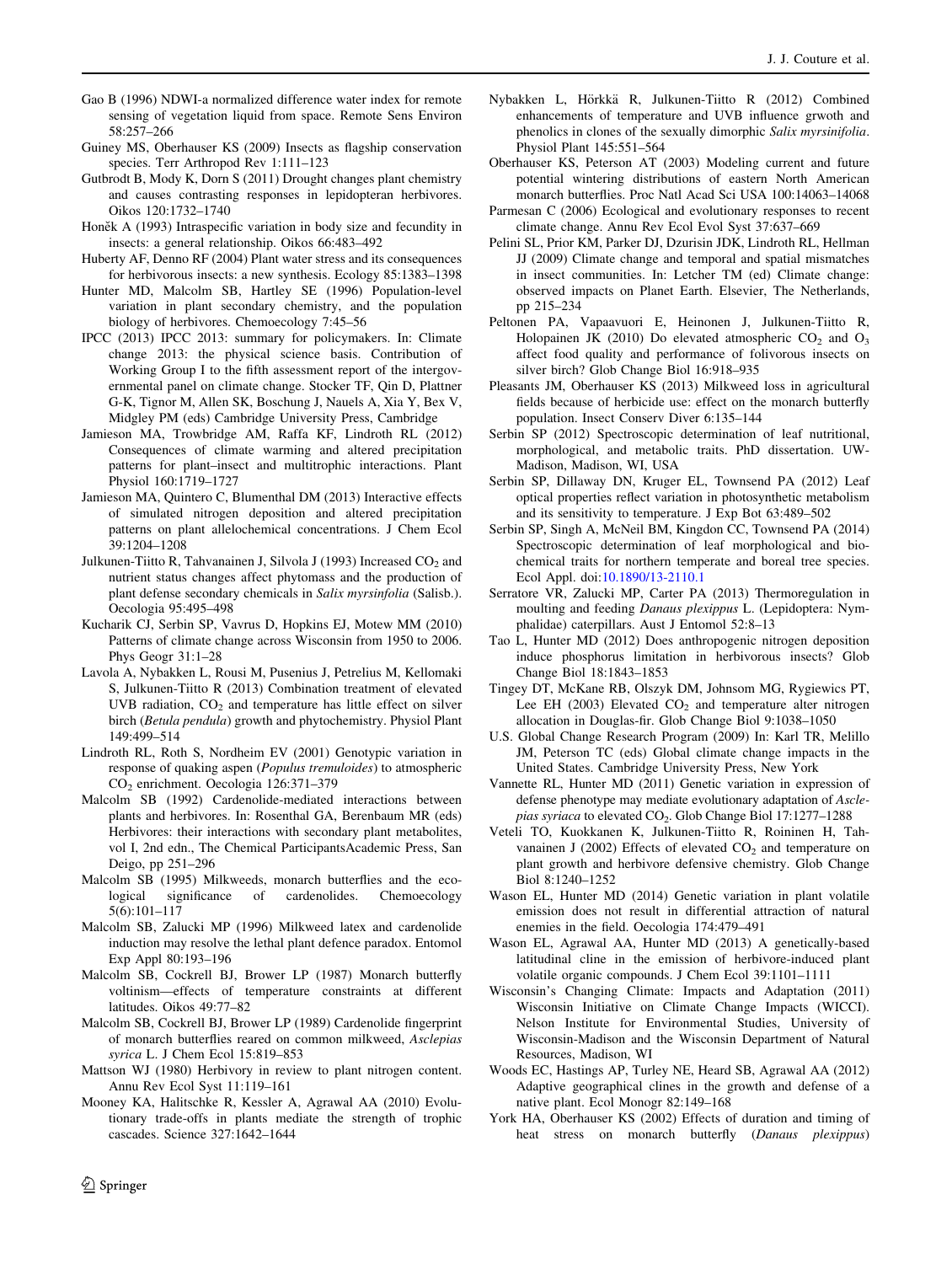Gao B (1996) NDWI-a normalized difference water index for remote sensing of vegetation liquid from space. Remote Sens Environ 58:257–266

Guiney MS, Oberhauser KS (2009) Insects as flagship conservation species. Terr Arthropod Rev 1:111–123

Gutbrodt B, Mody K, Dorn S (2011) Drought changes plant chemistry and causes contrasting responses in lepidopteran herbivores. Oikos 120:1732–1740

Honěk A (1993) Intraspecific variation in body size and fecundity in insects: a general relationship. Oikos 66:483–492

Huberty AF, Denno RF (2004) Plant water stress and its consequences for herbivorous insects: a new synthesis. Ecology 85:1383–1398

Hunter MD, Malcolm SB, Hartley SE (1996) Population-level variation in plant secondary chemistry, and the population biology of herbivores. Chemoecology 7:45–56

IPCC (2013) IPCC 2013: summary for policymakers. In: Climate change 2013: the physical science basis. Contribution of Working Group I to the fifth assessment report of the intergovernmental panel on climate change. Stocker TF, Qin D, Plattner G-K, Tignor M, Allen SK, Boschung J, Nauels A, Xia Y, Bex V, Midgley PM (eds) Cambridge University Press, Cambridge

Jamieson MA, Trowbridge AM, Raffa KF, Lindroth RL (2012) Consequences of climate warming and altered precipitation patterns for plant–insect and multitrophic interactions. Plant Physiol 160:1719–1727

Jamieson MA, Quintero C, Blumenthal DM (2013) Interactive effects of simulated nitrogen deposition and altered precipitation patterns on plant allelochemical concentrations. J Chem Ecol 39:1204–1208

Julkunen-Tiitto R, Tahvanainen J, Silvola J (1993) Increased $CO_2$ and nutrient status changes affect phytomass and the production of plant defense secondary chemicals in *Salix myrsinifolia* (Salisb.). Oecologia 95:495–498

Kucharik CJ, Serbin SP, Vavrus D, Hopkins EJ, Motew MM (2010) Patterns of climate change across Wisconsin from 1950 to 2006. Phys Geogr 31:1–28

Lavola A, Nybakken L, Rousi M, Pusenius J, Petrelius M, Kellomaki S, Julkunen-Tiitto R (2013) Combination treatment of elevated UVB radiation, $CO_2$ and temperature has little effect on silver birch (*Betula pendula*) growth and phytochemistry. Physiol Plant 149:499–514

Lindroth RL, Roth S, Nordheim EV (2001) Genotypic variation in response of quaking aspen (*Populus tremuloides*) to atmospheric $CO_2$ enrichment. Oecologia 126:371–379

Malcolm SB (1992) Cardenolide-mediated interactions between plants and herbivores. In: Rosenthal GA, Berenbaum MR (eds) Herbivores: their interactions with secondary plant metabolites, vol I, 2nd edn., The Chemical ParticipantsAcademic Press, San Deigo, pp 251–296

Malcolm SB (1995) Milkweeds, monarch butterflies and the ecological significance of cardenolides. Chemoecology 5(6):101–117

Malcolm SB, Zalucki MP (1996) Milkweed latex and cardenolide induction may resolve the lethal plant defence paradox. Entomol Exp Appl 80:193–196

Malcolm SB, Cockrell BJ, Brower LP (1987) Monarch butterfly voltinism—effects of temperature constraints at different latitudes. Oikos 49:77–82

Malcolm SB, Cockrell BJ, Brower LP (1989) Cardenolide fingerprint of monarch butterflies reared on common milkweed, *Asclepias syrica* L. J Chem Ecol 15:819–853

Mattson WJ (1980) Herbivory in review to plant nitrogen content. Annu Rev Ecol Syst 11:119–161

Mooney KA, Halitschke R, Kessler A, Agrawal AA (2010) Evolutionary trade-offs in plants mediate the strength of trophic cascades. Science 327:1642–1644

Nybakken L, Hörkkä R, Julkunen-Tiitto R (2012) Combined enhancements of temperature and UVB influence grwoth and phenolics in clones of the sexually dimorphic *Salix myrsinifolia*. Physiol Plant 145:551–564

Oberhauser KS, Peterson AT (2003) Modeling current and future potential wintering distributions of eastern North American monarch butterflies. Proc Natl Acad Sci USA 100:14063–14068

Parmesan C (2006) Ecological and evolutionary responses to recent climate change. Annu Rev Ecol Evol Syst 37:637–669

Pelini SL, Prior KM, Parker DJ, Dzurisin JDK, Lindroth RL, Hellman JJ (2009) Climate change and temporal and spatial mismatches in insect communities. In: Letcher TM (ed) Climate change: observed impacts on Planet Earth. Elsevier, The Netherlands, pp 215–234

Peltonen PA, Vapaavuori E, Heinonen J, Julkunen-Tiitto R, Holopainen JK (2010) Do elevated atmospheric $CO_2$ and $O_3$ affect food quality and performance of folivorous insects on silver birch? Glob Change Biol 16:918–935

Pleasants JM, Oberhauser KS (2013) Milkweed loss in agricultural fields because of herbicide use: effect on the monarch butterfly population. Insect Conserv Diver 6:135–144

Serbin SP (2012) Spectroscopic determination of leaf nutritional, morphological, and metabolic traits. PhD dissertation. UW-Madison, Madison, WI, USA

Serbin SP, Dillaway DN, Kruger EL, Townsend PA (2012) Leaf optical properties reflect variation in photosynthetic metabolism and its sensitivity to temperature. J Exp Bot 63:489–502

Serbin SP, Singh A, McNeil BM, Kingdon CC, Townsend PA (2014) Spectroscopic determination of leaf morphological and biochemical traits for northern temperate and boreal tree species. Ecol Appl. doi:10.1890/13-2110.1

Serratore VR, Zalucki MP, Carter PA (2013) Thermoregulation in moulting and feeding *Danaus plexippus* L. (Lepidoptera: Nymphalidae) caterpillars. Aust J Entomol 52:8–13

Tao L, Hunter MD (2012) Does anthropogenic nitrogen deposition induce phosphorus limitation in herbivorous insects? Glob Change Biol 18:1843–1853

Tingey DT, McKane RB, Olszyk DM, Johnsom MG, Rygiewics PT, Lee EH (2003) Elevated $CO_2$ and temperature alter nitrogen allocation in Douglas-fir. Glob Change Biol 9:1038–1050

U.S. Global Change Research Program (2009) In: Karl TR, Melillo JM, Peterson TC (eds) Global climate change impacts in the United States. Cambridge University Press, New York

Vannette RL, Hunter MD (2011) Genetic variation in expression of defense phenotype may mediate evolutionary adaptation of *Asclepias syriaca* to elevated $CO_2$. Glob Change Biol 17:1277–1288

Veteli TO, Kuokkanen K, Julkunen-Tiitto R, Roininen H, Tahvanainen J (2002) Effects of elevated $CO_2$ and temperature on plant growth and herbivore defensive chemistry. Glob Change Biol 8:1240–1252

Wason EL, Hunter MD (2014) Genetic variation in plant volatile emission does not result in differential attraction of natural enemies in the field. Oecologia 174:479–491

Wason EL, Agrawal AA, Hunter MD (2013) A genetically-based latitudinal cline in the emission of herbivore-induced plant volatile organic compounds. J Chem Ecol 39:1101–1111

Wisconsin's Changing Climate: Impacts and Adaptation (2011) Wisconsin Initiative on Climate Change Impacts (WICCI). Nelson Institute for Environmental Studies, University of Wisconsin-Madison and the Wisconsin Department of Natural Resources, Madison, WI

Woods EC, Hastings AP, Turley NE, Heard SB, Agrawal AA (2012) Adaptive geographical clines in the growth and defense of a native plant. Ecol Monogr 82:149–168

York HA, Oberhauser KS (2002) Effects of duration and timing of heat stress on monarch butterfly (*Danaus plexippus*)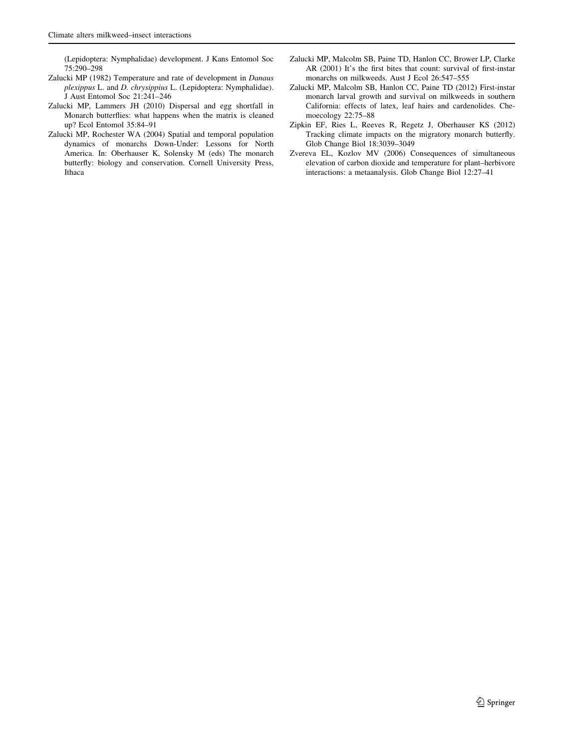(Lepidoptera: Nymphalidae) development. J Kans Entomol Soc 75:290–298

Zalucki MP (1982) Temperature and rate of development in *Danaus plexippus* L. and *D. chrysippius* L. (Lepidoptera: Nymphalidae). J Aust Entomol Soc 21:241–246

Zalucki MP, Lammers JH (2010) Dispersal and egg shortfall in Monarch butterflies: what happens when the matrix is cleaned up? Ecol Entomol 35:84–91

Zalucki MP, Rochester WA (2004) Spatial and temporal population dynamics of monarchs Down-Under: Lessons for North America. In: Oberhauser K, Solensky M (eds) The monarch butterfly: biology and conservation. Cornell University Press, Ithaca

Zalucki MP, Malcolm SB, Paine TD, Hanlon CC, Brower LP, Clarke AR (2001) It's the first bites that count: survival of first-instar monarchs on milkweeds. Aust J Ecol 26:547–555

Zalucki MP, Malcolm SB, Hanlon CC, Paine TD (2012) First-instar monarch larval growth and survival on milkweeds in southern California: effects of latex, leaf hairs and cardenolides. Chemoecology 22:75–88

Zipkin EF, Ries L, Reeves R, Regetz J, Oberhauser KS (2012) Tracking climate impacts on the migratory monarch butterfly. Glob Change Biol 18:3039–3049

Zvereva EL, Kozlov MV (2006) Consequences of simultaneous elevation of carbon dioxide and temperature for plant–herbivore interactions: a metaanalysis. Glob Change Biol 12:27–41